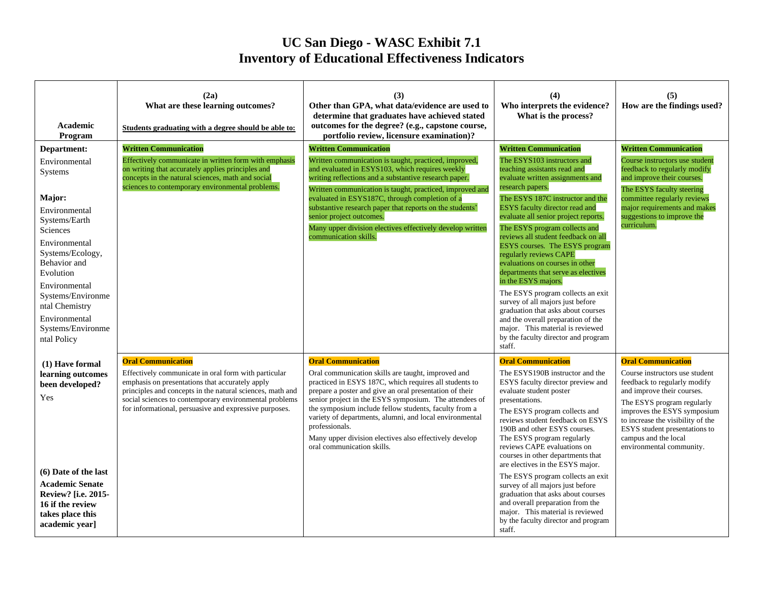# UC San Diego - WASC Exhibit 7.1
# Inventory of Educational Effectiveness Indicators

| Academic Program | (2a) What are these learning outcomes? **Students graduating with a degree should be able to:** | (3) Other than GPA, what data/evidence are used to determine that graduates have achieved stated outcomes for the degree? (e.g., capstone course, portfolio review, licensure examination)? | (4) Who interprets the evidence? What is the process? | (5) How are the findings used? |
|---|---|---|---|---|
| **Department:** Environmental Systems<br><br>**Major:** Environmental Systems/Earth Sciences<br><br>Environmental Systems/Ecology, Behavior and Evolution<br><br>Environmental Systems/Environmental Chemistry<br><br>Environmental Systems/Environmental Policy | **Written Communication**<br><br>Effectively communicate in written form with emphasis on writing that accurately applies principles and concepts in the natural sciences, math and social sciences to contemporary environmental problems. | **Written Communication**<br><br>Written communication is taught, practiced, improved, and evaluated in ESYS103, which requires weekly writing reflections and a substantive research paper.<br><br>Written communication is taught, practiced, improved and evaluated in ESYS187C, through completion of a substantive research paper that reports on the students' senior project outcomes.<br><br>Many upper division electives effectively develop written communication skills. | **Written Communication**<br><br>The ESYS103 instructors and teaching assistants read and evaluate written assignments and research papers.<br><br>The ESYS 187C instructor and the ESYS faculty director read and evaluate all senior project reports.<br><br>The ESYS program collects and reviews all student feedback on all ESYS courses. The ESYS program regularly reviews CAPE evaluations on courses in other departments that serve as electives in the ESYS majors.<br><br>The ESYS program collects an exit survey of all majors just before graduation that asks about courses and the overall preparation of the major. This material is reviewed by the faculty director and program staff. | **Written Communication**<br><br>Course instructors use student feedback to regularly modify and improve their courses.<br><br>The ESYS faculty steering committee regularly reviews major requirements and makes suggestions to improve the curriculum. |
| **(1) Have formal learning outcomes been developed?**<br>Yes<br><br>**(6) Date of the last Academic Senate Review? [i.e. 2015-16 if the review takes place this academic year]** | **Oral Communication**<br><br>Effectively communicate in oral form with particular emphasis on presentations that accurately apply principles and concepts in the natural sciences, math and social sciences to contemporary environmental problems for informational, persuasive and expressive purposes. | **Oral Communication**<br><br>Oral communication skills are taught, improved and practiced in ESYS 187C, which requires all students to prepare a poster and give an oral presentation of their senior project in the ESYS symposium. The attendees of the symposium include fellow students, faculty from a variety of departments, alumni, and local environmental professionals.<br><br>Many upper division electives also effectively develop oral communication skills. | **Oral Communication**<br><br>The ESYS190B instructor and the ESYS faculty director preview and evaluate student poster presentations.<br><br>The ESYS program collects and reviews student feedback on ESYS 190B and other ESYS courses. The ESYS program regularly reviews CAPE evaluations on courses in other departments that are electives in the ESYS major.<br><br>The ESYS program collects an exit survey of all majors just before graduation that asks about courses and overall preparation from the major. This material is reviewed by the faculty director and program staff. | **Oral Communication**<br><br>Course instructors use student feedback to regularly modify and improve their courses.<br><br>The ESYS program regularly improves the ESYS symposium to increase the visibility of the ESYS student presentations to campus and the local environmental community. |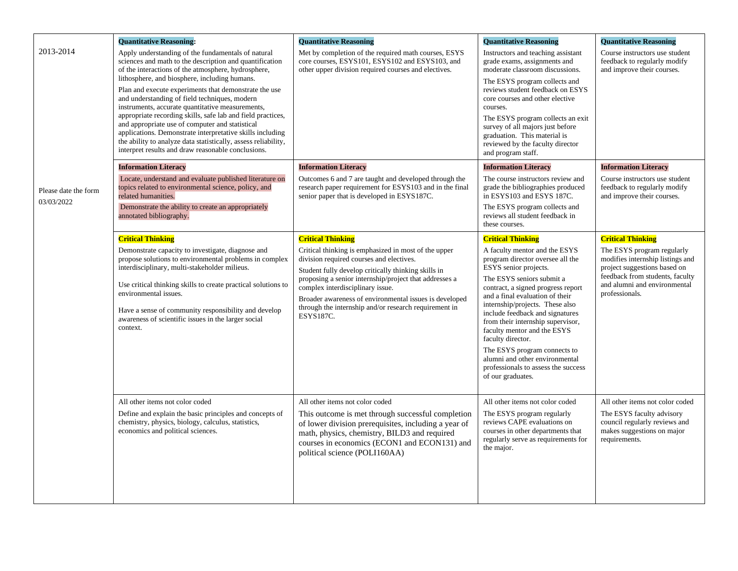| | | | | |
|---|---|---|---|---|
| 2013-2014<br><br>Please date the form 03/03/2022 | **Quantitative Reasoning**:<br>Apply understanding of the fundamentals of natural sciences and math to the description and quantification of the interactions of the atmosphere, hydrosphere, lithosphere, and biosphere, including humans.<br>Plan and execute experiments that demonstrate the use and understanding of field techniques, modern instruments, accurate quantitative measurements, appropriate recording skills, safe lab and field practices, and appropriate use of computer and statistical applications. Demonstrate interpretative skills including the ability to analyze data statistically, assess reliability, interpret results and draw reasonable conclusions. | **Quantitative Reasoning**<br>Met by completion of the required math courses, ESYS core courses, ESYS101, ESYS102 and ESYS103, and other upper division required courses and electives. | **Quantitative Reasoning**<br>Instructors and teaching assistant grade exams, assignments and moderate classroom discussions.<br>The ESYS program collects and reviews student feedback on ESYS core courses and other elective courses.<br>The ESYS program collects an exit survey of all majors just before graduation. This material is reviewed by the faculty director and program staff. | **Quantitative Reasoning**<br>Course instructors use student feedback to regularly modify and improve their courses. |
| | **Information Literacy**<br>Locate, understand and evaluate published literature on topics related to environmental science, policy, and related humanities.<br>Demonstrate the ability to create an appropriately annotated bibliography. | **Information Literacy**<br>Outcomes 6 and 7 are taught and developed through the research paper requirement for ESYS103 and in the final senior paper that is developed in ESYS187C. | **Information Literacy**<br>The course instructors review and grade the bibliographies produced in ESYS103 and ESYS 187C.<br>The ESYS program collects and reviews all student feedback in these courses. | **Information Literacy**<br>Course instructors use student feedback to regularly modify and improve their courses. |
| | **Critical Thinking**<br>Demonstrate capacity to investigate, diagnose and propose solutions to environmental problems in complex interdisciplinary, multi-stakeholder milieus.<br><br>Use critical thinking skills to create practical solutions to environmental issues.<br><br>Have a sense of community responsibility and develop awareness of scientific issues in the larger social context. | **Critical Thinking**<br>Critical thinking is emphasized in most of the upper division required courses and electives.<br>Student fully develop critically thinking skills in proposing a senior internship/project that addresses a complex interdisciplinary issue.<br>Broader awareness of environmental issues is developed through the internship and/or research requirement in ESYS187C. | **Critical Thinking**<br>A faculty mentor and the ESYS program director oversee all the ESYS senior projects.<br>The ESYS seniors submit a contract, a signed progress report and a final evaluation of their internship/projects. These also include feedback and signatures from their internship supervisor, faculty mentor and the ESYS faculty director.<br>The ESYS program connects to alumni and other environmental professionals to assess the success of our graduates. | **Critical Thinking**<br>The ESYS program regularly modifies internship listings and project suggestions based on feedback from students, faculty and alumni and environmental professionals. |
| | All other items not color coded<br>Define and explain the basic principles and concepts of chemistry, physics, biology, calculus, statistics, economics and political sciences. | All other items not color coded<br>This outcome is met through successful completion of lower division prerequisites, including a year of math, physics, chemistry, BILD3 and required courses in economics (ECON1 and ECON131) and political science (POLI160AA) | All other items not color coded<br>The ESYS program regularly reviews CAPE evaluations on courses in other departments that regularly serve as requirements for the major. | All other items not color coded<br>The ESYS faculty advisory council regularly reviews and makes suggestions on major requirements. |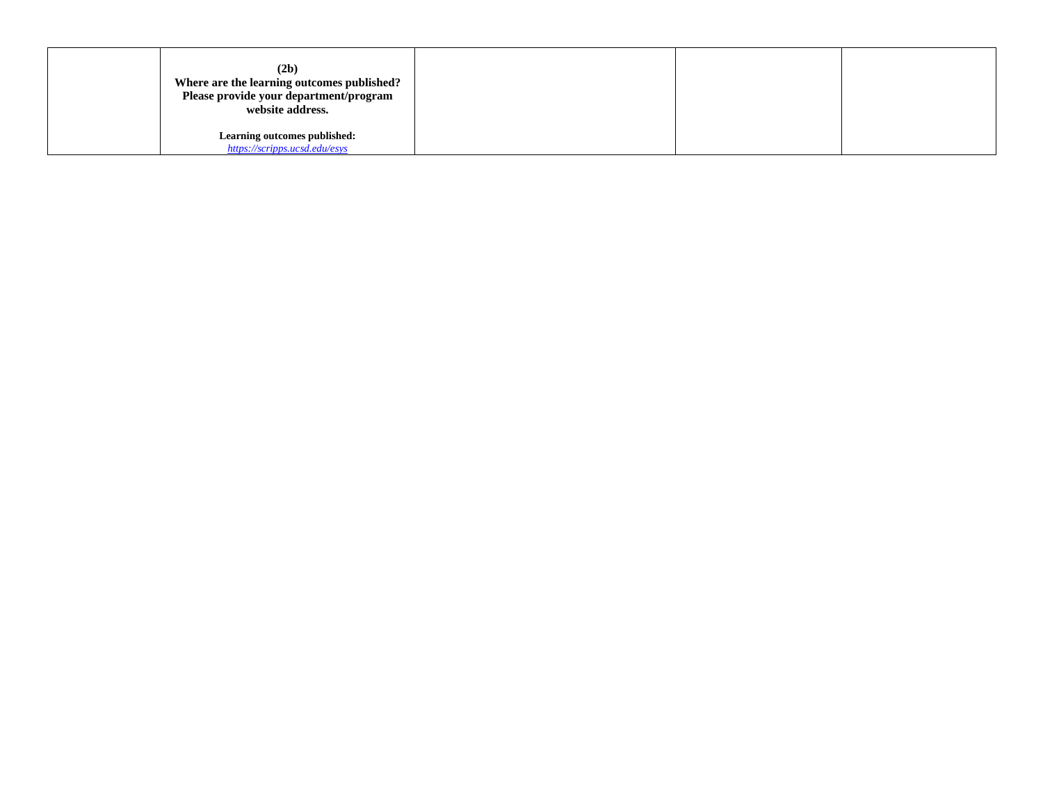| | | | | |
|---|---|---|---|---|
| | **(2b)**<br>**Where are the learning outcomes published? Please provide your department/program website address.**<br><br>**Learning outcomes published:**<br>*https://scripps.ucsd.edu/esys* | | | |